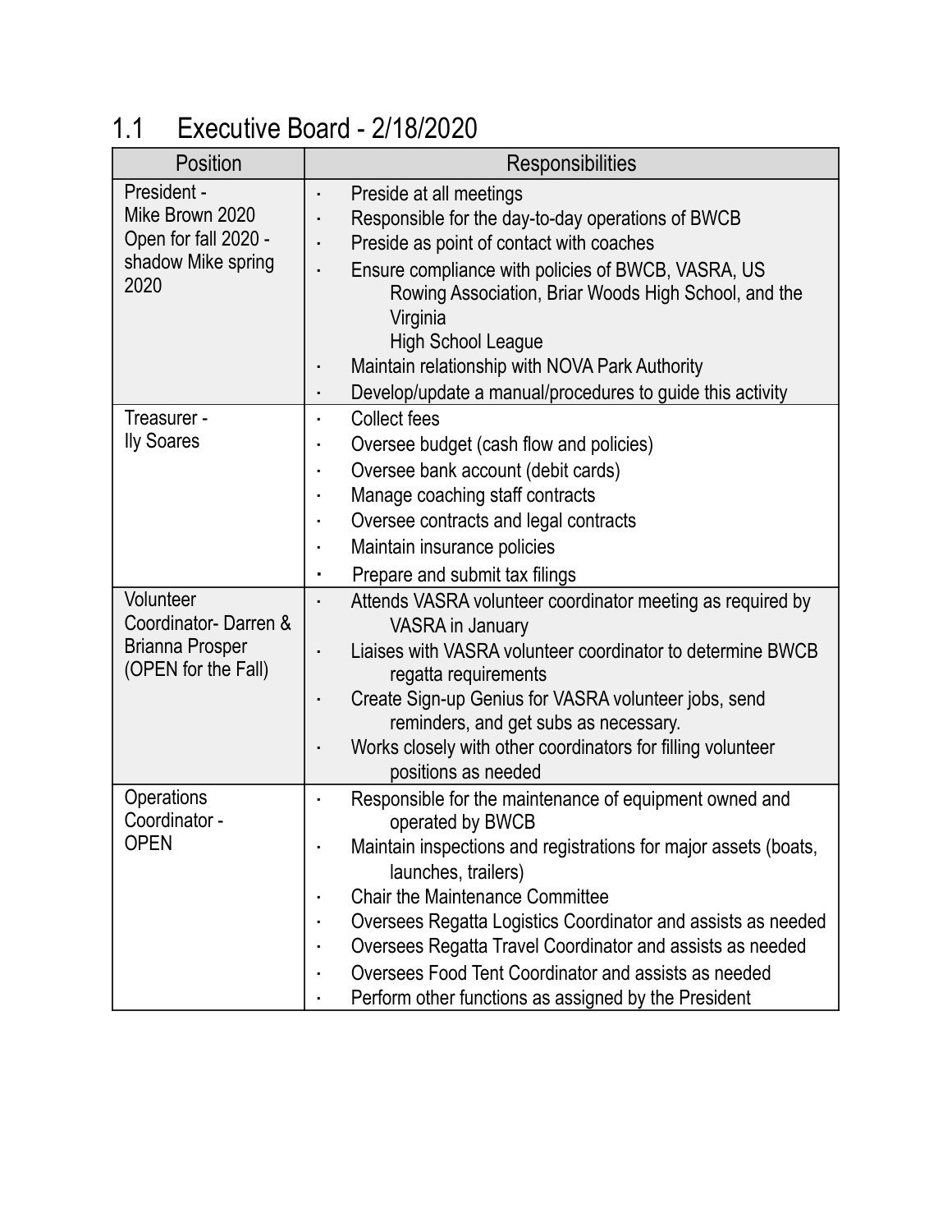## 1.1 Executive Board - 2/18/2020

| Position | Responsibilities |
|---|---|
| President - Mike Brown 2020 Open for fall 2020 - shadow Mike spring 2020 | · Preside at all meetings<br>· Responsible for the day-to-day operations of BWCB<br>· Preside as point of contact with coaches<br>· Ensure compliance with policies of BWCB, VASRA, US Rowing Association, Briar Woods High School, and the Virginia High School League<br>· Maintain relationship with NOVA Park Authority<br>· Develop/update a manual/procedures to guide this activity |
| Treasurer - Ily Soares | · Collect fees<br>· Oversee budget (cash flow and policies)<br>· Oversee bank account (debit cards)<br>· Manage coaching staff contracts<br>· Oversee contracts and legal contracts<br>· Maintain insurance policies<br>· Prepare and submit tax filings |
| Volunteer Coordinator- Darren & Brianna Prosper (OPEN for the Fall) | · Attends VASRA volunteer coordinator meeting as required by VASRA in January<br>· Liaises with VASRA volunteer coordinator to determine BWCB regatta requirements<br>· Create Sign-up Genius for VASRA volunteer jobs, send reminders, and get subs as necessary.<br>· Works closely with other coordinators for filling volunteer positions as needed |
| Operations Coordinator - OPEN | · Responsible for the maintenance of equipment owned and operated by BWCB<br>· Maintain inspections and registrations for major assets (boats, launches, trailers)<br>· Chair the Maintenance Committee<br>· Oversees Regatta Logistics Coordinator and assists as needed<br>· Oversees Regatta Travel Coordinator and assists as needed<br>· Oversees Food Tent Coordinator and assists as needed<br>· Perform other functions as assigned by the President |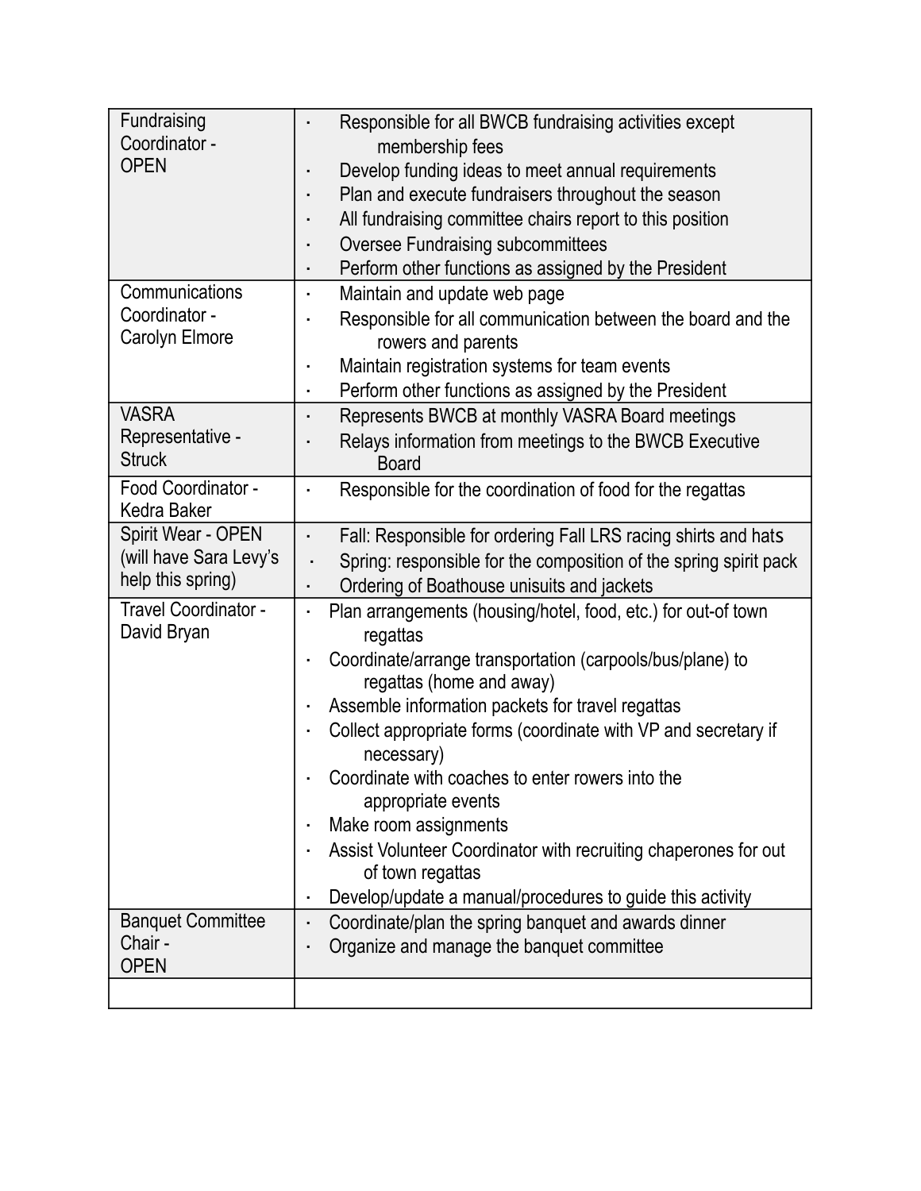| | |
|---|---|
| Fundraising Coordinator - OPEN | · Responsible for all BWCB fundraising activities except membership fees<br>· Develop funding ideas to meet annual requirements<br>· Plan and execute fundraisers throughout the season<br>· All fundraising committee chairs report to this position<br>· Oversee Fundraising subcommittees<br>· Perform other functions as assigned by the President |
| Communications Coordinator - Carolyn Elmore | · Maintain and update web page<br>· Responsible for all communication between the board and the rowers and parents<br>· Maintain registration systems for team events<br>· Perform other functions as assigned by the President |
| VASRA Representative - Struck | · Represents BWCB at monthly VASRA Board meetings<br>· Relays information from meetings to the BWCB Executive Board |
| Food Coordinator - Kedra Baker | · Responsible for the coordination of food for the regattas |
| Spirit Wear - OPEN (will have Sara Levy's help this spring) | · Fall: Responsible for ordering Fall LRS racing shirts and hats<br>· Spring: responsible for the composition of the spring spirit pack<br>· Ordering of Boathouse unisuits and jackets |
| Travel Coordinator - David Bryan | · Plan arrangements (housing/hotel, food, etc.) for out-of town regattas<br>· Coordinate/arrange transportation (carpools/bus/plane) to regattas (home and away)<br>· Assemble information packets for travel regattas<br>· Collect appropriate forms (coordinate with VP and secretary if necessary)<br>· Coordinate with coaches to enter rowers into the appropriate events<br>· Make room assignments<br>· Assist Volunteer Coordinator with recruiting chaperones for out of town regattas<br>· Develop/update a manual/procedures to guide this activity |
| Banquet Committee Chair - OPEN | · Coordinate/plan the spring banquet and awards dinner<br>· Organize and manage the banquet committee |
| | |